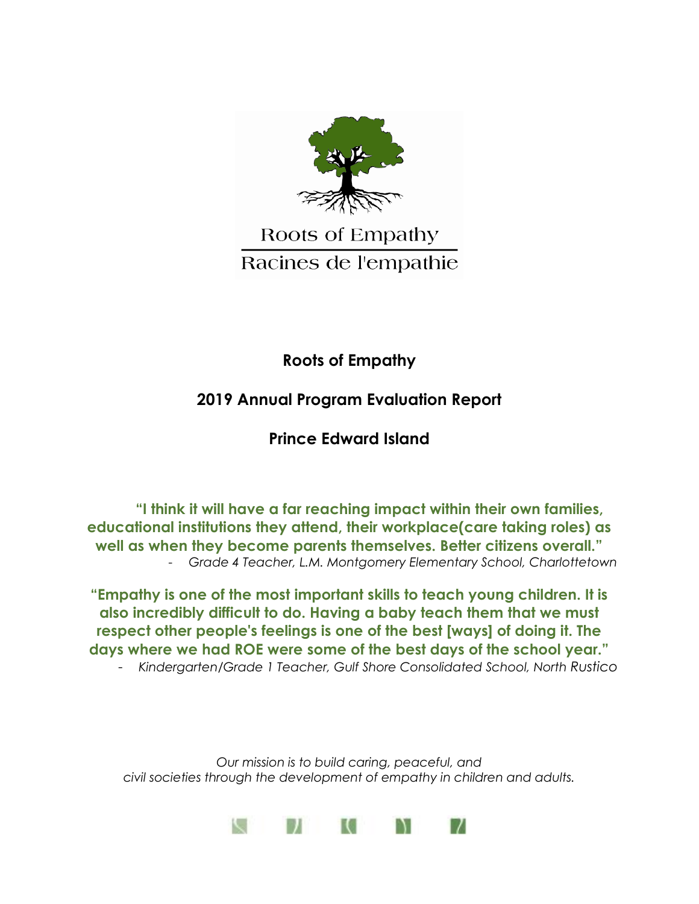Roots of Empathy

Racines de l'empathie

# Roots of Empathy

## 2019 Annual Program Evaluation Report

## Prince Edward Island

**"I think it will have a far reaching impact within their own families, educational institutions they attend, their workplace(care taking roles) as well as when they become parents themselves. Better citizens overall."**

- *Grade 4 Teacher, L.M. Montgomery Elementary School, Charlottetown*

**"Empathy is one of the most important skills to teach young children. It is also incredibly difficult to do. Having a baby teach them that we must respect other people's feelings is one of the best [ways] of doing it. The days where we had ROE were some of the best days of the school year."**

- *Kindergarten/Grade 1 Teacher, Gulf Shore Consolidated School, North Rustico*

*Our mission is to build caring, peaceful, and civil societies through the development of empathy in children and adults.*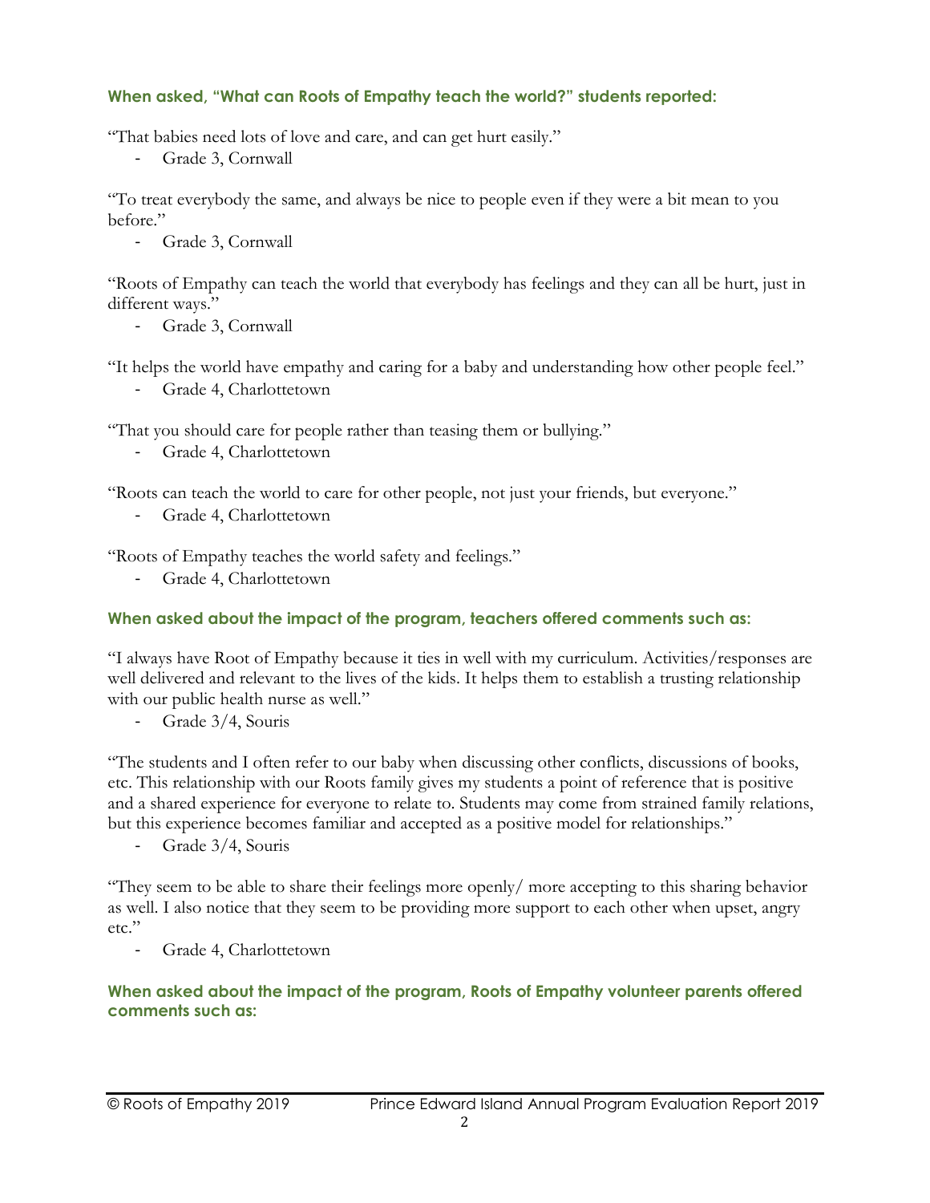#### When asked, "What can Roots of Empathy teach the world?" students reported:

"That babies need lots of love and care, and can get hurt easily."

- Grade 3, Cornwall

"To treat everybody the same, and always be nice to people even if they were a bit mean to you before."

- Grade 3, Cornwall

"Roots of Empathy can teach the world that everybody has feelings and they can all be hurt, just in different ways."

- Grade 3, Cornwall

"It helps the world have empathy and caring for a baby and understanding how other people feel."

- Grade 4, Charlottetown

"That you should care for people rather than teasing them or bullying."

- Grade 4, Charlottetown

"Roots can teach the world to care for other people, not just your friends, but everyone."

- Grade 4, Charlottetown

"Roots of Empathy teaches the world safety and feelings."

- Grade 4, Charlottetown

#### When asked about the impact of the program, teachers offered comments such as:

"I always have Root of Empathy because it ties in well with my curriculum. Activities/responses are well delivered and relevant to the lives of the kids. It helps them to establish a trusting relationship with our public health nurse as well."

- Grade 3/4, Souris

"The students and I often refer to our baby when discussing other conflicts, discussions of books, etc. This relationship with our Roots family gives my students a point of reference that is positive and a shared experience for everyone to relate to. Students may come from strained family relations, but this experience becomes familiar and accepted as a positive model for relationships."

- Grade 3/4, Souris

"They seem to be able to share their feelings more openly/ more accepting to this sharing behavior as well. I also notice that they seem to be providing more support to each other when upset, angry etc."

- Grade 4, Charlottetown

#### When asked about the impact of the program, Roots of Empathy volunteer parents offered comments such as: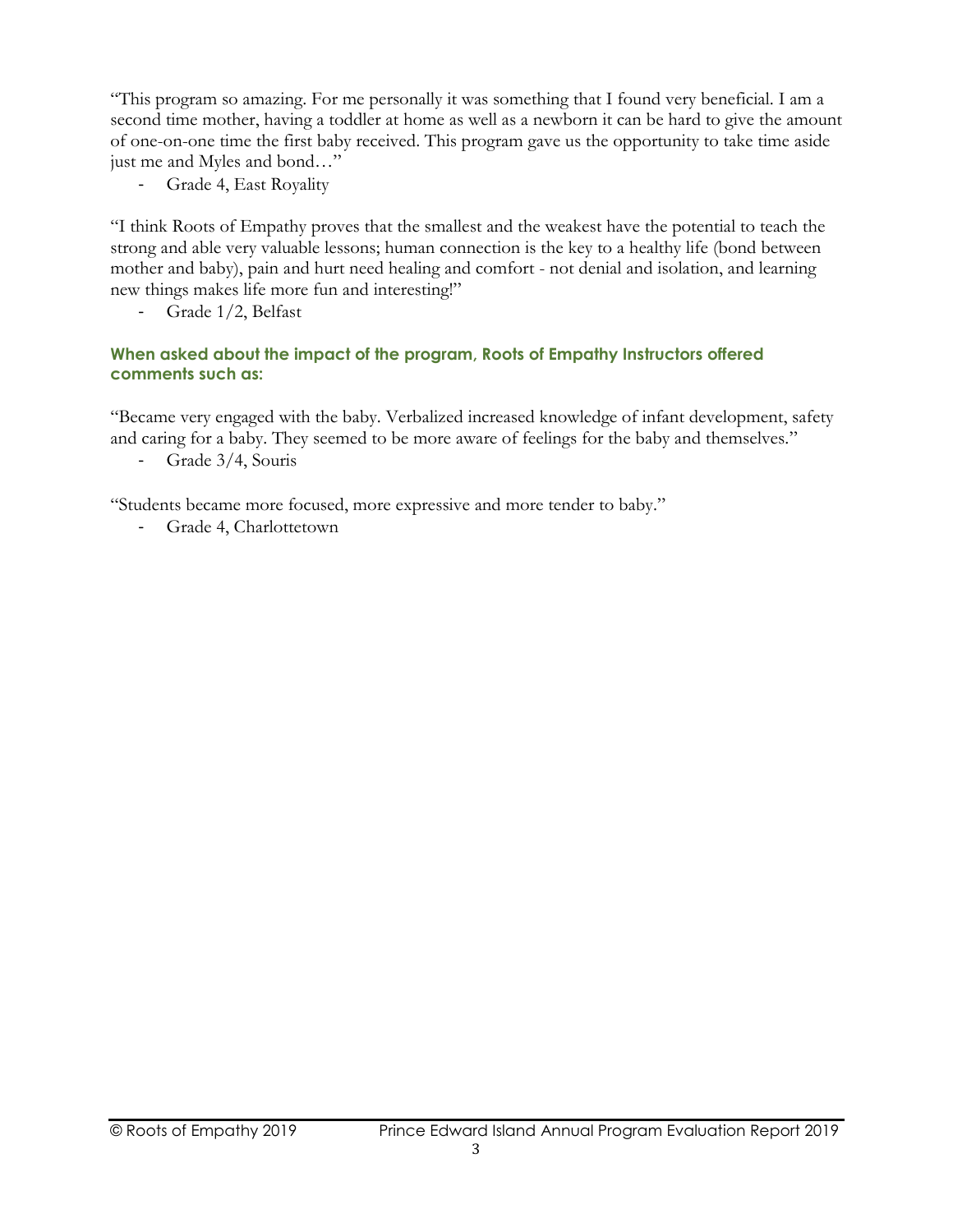"This program so amazing. For me personally it was something that I found very beneficial. I am a second time mother, having a toddler at home as well as a newborn it can be hard to give the amount of one-on-one time the first baby received. This program gave us the opportunity to take time aside just me and Myles and bond…"

- Grade 4, East Royality

"I think Roots of Empathy proves that the smallest and the weakest have the potential to teach the strong and able very valuable lessons; human connection is the key to a healthy life (bond between mother and baby), pain and hurt need healing and comfort - not denial and isolation, and learning new things makes life more fun and interesting!"

- Grade 1/2, Belfast

### When asked about the impact of the program, Roots of Empathy Instructors offered comments such as:

"Became very engaged with the baby. Verbalized increased knowledge of infant development, safety and caring for a baby. They seemed to be more aware of feelings for the baby and themselves."

- Grade 3/4, Souris

"Students became more focused, more expressive and more tender to baby."

- Grade 4, Charlottetown